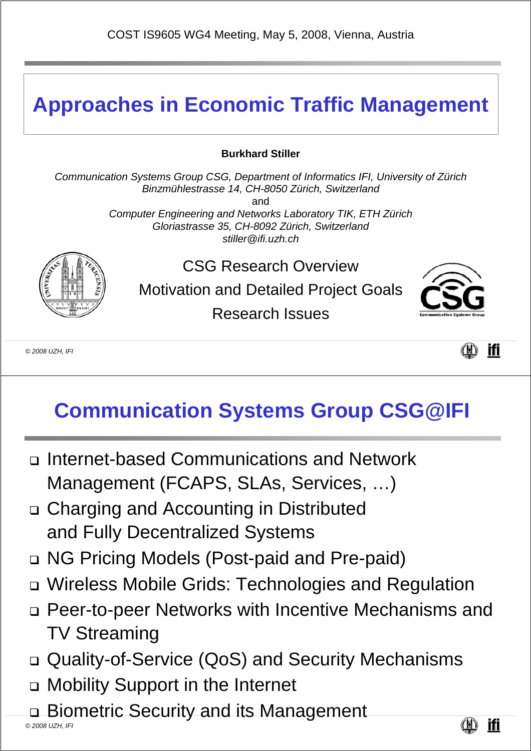COST IS9605 WG4 Meeting, May 5, 2008, Vienna, Austria

# Approaches in Economic Traffic Management

**Burkhard Stiller**

*Communication Systems Group CSG, Department of Informatics IFI, University of Zürich*
*Binzmühlestrasse 14, CH-8050 Zürich, Switzerland*
and
*Computer Engineering and Networks Laboratory TIK, ETH Zürich*
*Gloriastrasse 35, CH-8092 Zürich, Switzerland*
*stiller@ifi.uzh.ch*

CSG Research Overview

Motivation and Detailed Project Goals

Research Issues

*© 2008 UZH, IFI*

# Communication Systems Group CSG@IFI

- Internet-based Communications and Network Management (FCAPS, SLAs, Services, …)
- Charging and Accounting in Distributed and Fully Decentralized Systems
- NG Pricing Models (Post-paid and Pre-paid)
- Wireless Mobile Grids: Technologies and Regulation
- Peer-to-peer Networks with Incentive Mechanisms and TV Streaming
- Quality-of-Service (QoS) and Security Mechanisms
- Mobility Support in the Internet
- Biometric Security and its Management

*© 2008 UZH, IFI*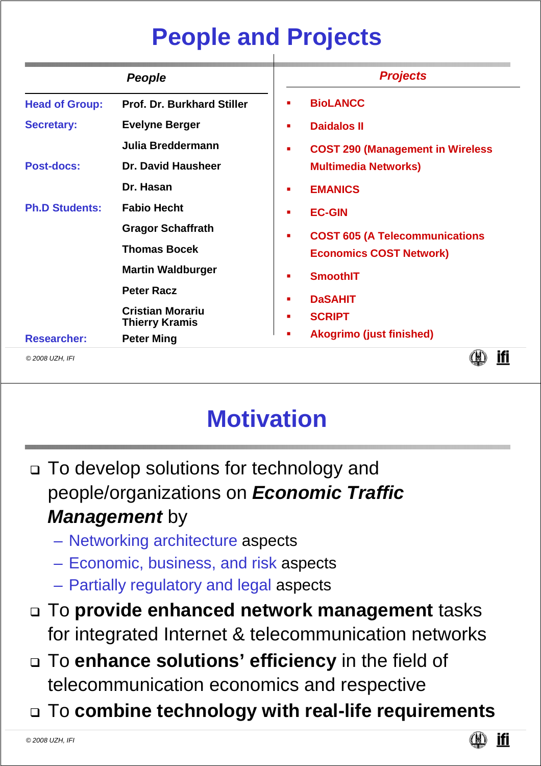# People and Projects

| *People* | |
|---|---|
| **Head of Group:** | **Prof. Dr. Burkhard Stiller** |
| **Secretary:** | **Evelyne Berger** |
| | **Julia Breddermann** |
| **Post-docs:** | **Dr. David Hausheer** |
| | **Dr. Hasan** |
| **Ph.D Students:** | **Fabio Hecht** |
| | **Gragor Schaffrath** |
| | **Thomas Bocek** |
| | **Martin Waldburger** |
| | **Peter Racz** |
| | **Cristian Morariu** |
| | **Thierry Kramis** |
| **Researcher:** | **Peter Ming** |

***Projects***

- **BioLANCC**
- **Daidalos II**
- **COST 290 (Management in Wireless Multimedia Networks)**
- **EMANICS**
- **EC-GIN**
- **COST 605 (A Telecommunications Economics COST Network)**
- **SmoothIT**
- **DaSAHIT**
- **SCRIPT**
- **Akogrimo (just finished)**

*© 2008 UZH, IFI*

# Motivation

- To develop solutions for technology and people/organizations on ***Economic Traffic Management*** by
  - Networking architecture aspects
  - Economic, business, and risk aspects
  - Partially regulatory and legal aspects
- To **provide enhanced network management** tasks for integrated Internet & telecommunication networks
- To **enhance solutions' efficiency** in the field of telecommunication economics and respective
- To **combine technology with real-life requirements**

*© 2008 UZH, IFI*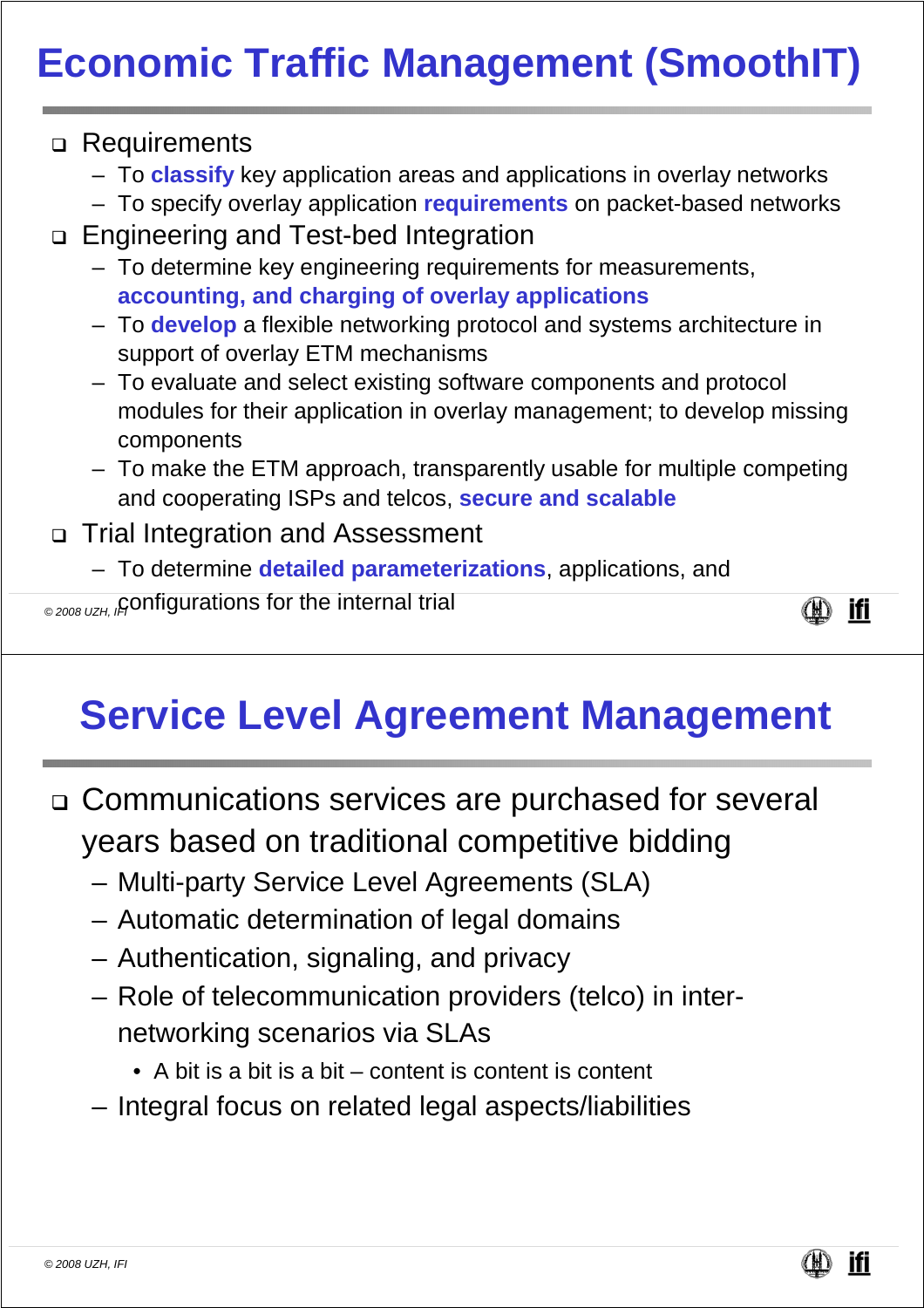# Economic Traffic Management (SmoothIT)

- Requirements
  - To **classify** key application areas and applications in overlay networks
  - To specify overlay application **requirements** on packet-based networks
- Engineering and Test-bed Integration
  - To determine key engineering requirements for measurements, **accounting, and charging of overlay applications**
  - To **develop** a flexible networking protocol and systems architecture in support of overlay ETM mechanisms
  - To evaluate and select existing software components and protocol modules for their application in overlay management; to develop missing components
  - To make the ETM approach, transparently usable for multiple competing and cooperating ISPs and telcos, **secure and scalable**
- Trial Integration and Assessment
  - To determine **detailed parameterizations**, applications, and configurations for the internal trial

# Service Level Agreement Management

- Communications services are purchased for several years based on traditional competitive bidding
  - Multi-party Service Level Agreements (SLA)
  - Automatic determination of legal domains
  - Authentication, signaling, and privacy
  - Role of telecommunication providers (telco) in inter-networking scenarios via SLAs
    - A bit is a bit is a bit – content is content is content
  - Integral focus on related legal aspects/liabilities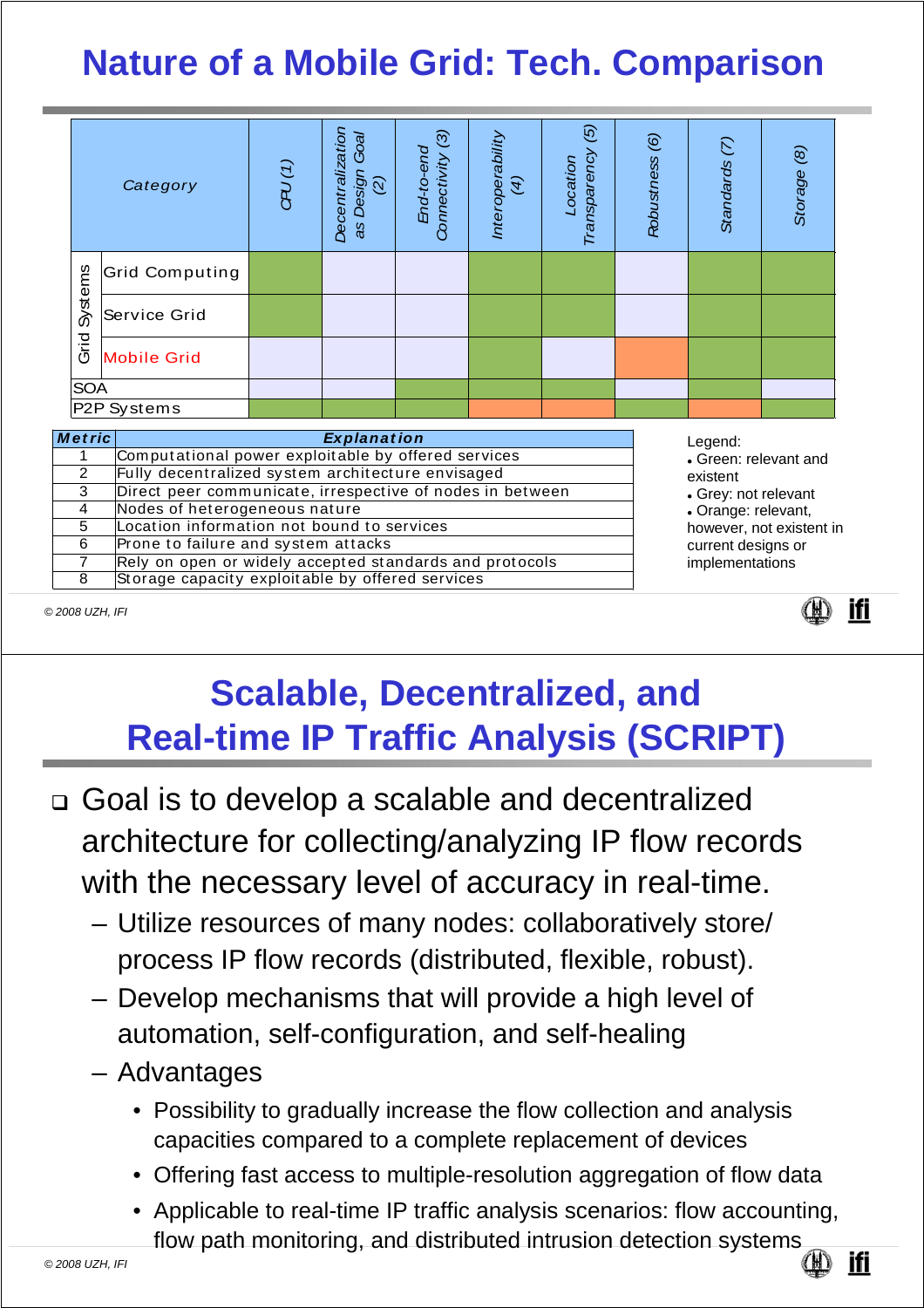# Nature of a Mobile Grid: Tech. Comparison

| Category | | CPU (1) | Decentralization as Design Goal (2) | End-to-end Connectivity (3) | Interoperability (4) | Location Transparency (5) | Robustness (6) | Standards (7) | Storage (8) |
|---|---|---|---|---|---|---|---|---|---|
| Grid Systems | Grid Computing | Green | Grey | Grey | Green | Green | Grey | Green | Green |
| | Service Grid | Green | Grey | Grey | Green | Green | Grey | Green | Green |
| | Mobile Grid | Grey | Grey | Grey | Green | Grey | Orange | Green | Green |
| SOA | | Grey | Grey | Green | Green | Green | Grey | Green | Grey |
| P2P Systems | | Green | Green | Green | Orange | Orange | Green | Orange | Green |

| Metric | Explanation |
|---|---|
| 1 | Computational power exploitable by offered services |
| 2 | Fully decentralized system architecture envisaged |
| 3 | Direct peer communicate, irrespective of nodes in between |
| 4 | Nodes of heterogeneous nature |
| 5 | Location information not bound to services |
| 6 | Prone to failure and system attacks |
| 7 | Rely on open or widely accepted standards and protocols |
| 8 | Storage capacity exploitable by offered services |

Legend:
- Green: relevant and existent
- Grey: not relevant
- Orange: relevant, however, not existent in current designs or implementations

© 2008 UZH, IFI

# Scalable, Decentralized, and Real-time IP Traffic Analysis (SCRIPT)

- Goal is to develop a scalable and decentralized architecture for collecting/analyzing IP flow records with the necessary level of accuracy in real-time.
  - Utilize resources of many nodes: collaboratively store/ process IP flow records (distributed, flexible, robust).
  - Develop mechanisms that will provide a high level of automation, self-configuration, and self-healing
  - Advantages
    - Possibility to gradually increase the flow collection and analysis capacities compared to a complete replacement of devices
    - Offering fast access to multiple-resolution aggregation of flow data
    - Applicable to real-time IP traffic analysis scenarios: flow accounting, flow path monitoring, and distributed intrusion detection systems

© 2008 UZH, IFI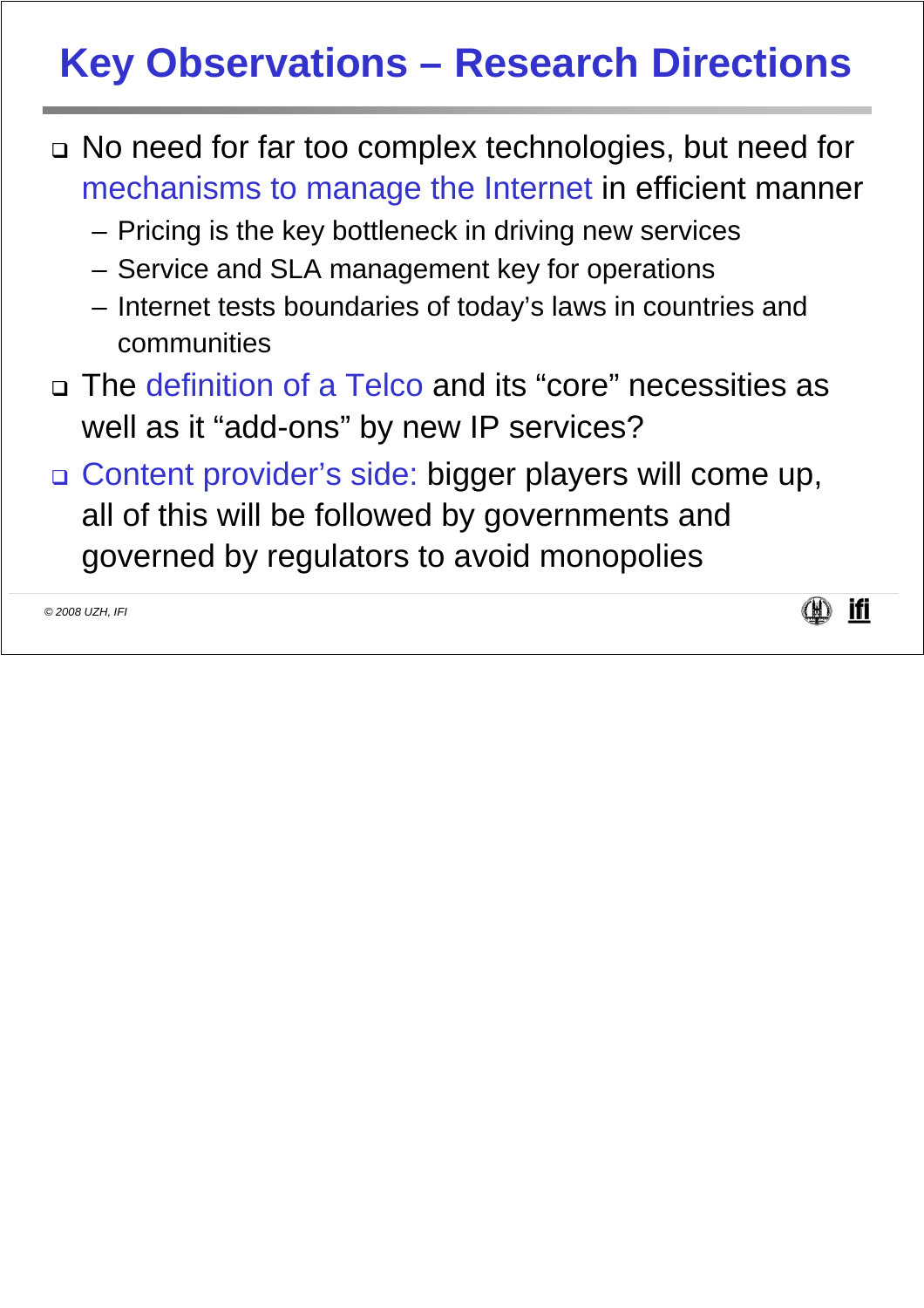# Key Observations – Research Directions

- No need for far too complex technologies, but need for mechanisms to manage the Internet in efficient manner
  - Pricing is the key bottleneck in driving new services
  - Service and SLA management key for operations
  - Internet tests boundaries of today's laws in countries and communities
- The definition of a Telco and its "core" necessities as well as it "add-ons" by new IP services?
- Content provider's side: bigger players will come up, all of this will be followed by governments and governed by regulators to avoid monopolies

*© 2008 UZH, IFI*